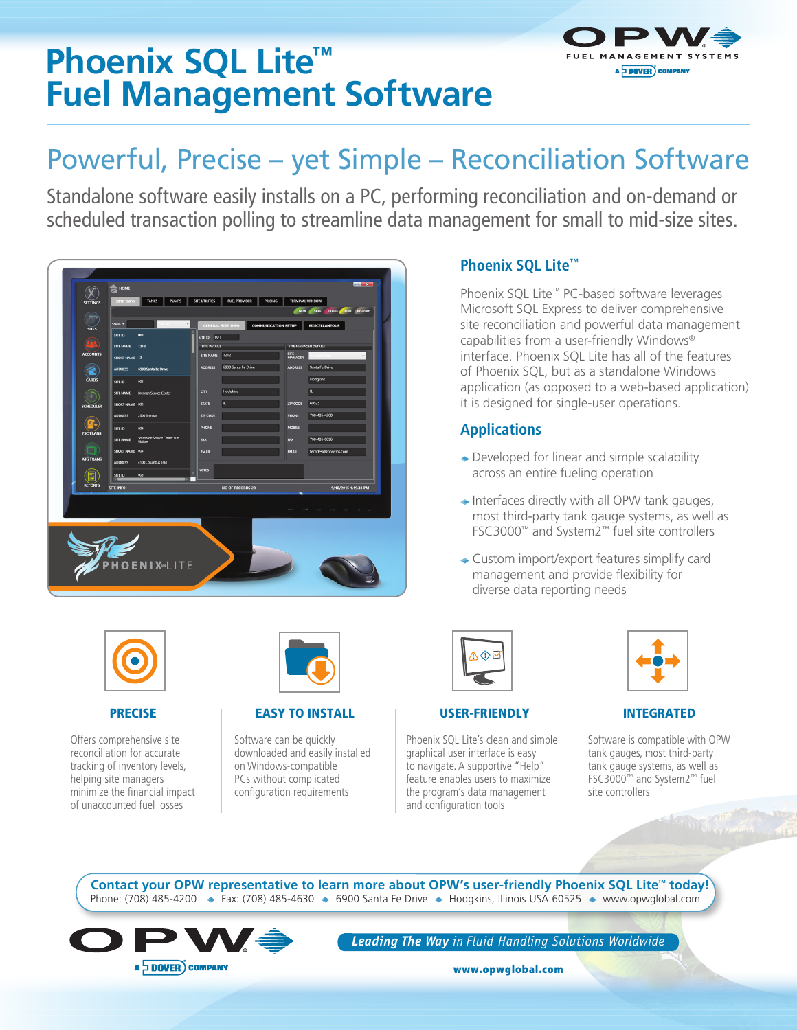# Phoenix SQL Lite™ Fuel Management Software

## Powerful, Precise – yet Simple – Reconciliation Software

Standalone software easily installs on a PC, performing reconciliation and on-demand or scheduled transaction polling to streamline data management for small to mid-size sites.

### Phoenix SQL Lite™

Phoenix SQL Lite™ PC-based software leverages Microsoft SQL Express to deliver comprehensive site reconciliation and powerful data management capabilities from a user-friendly Windows® interface. Phoenix SQL Lite has all of the features of Phoenix SQL, but as a standalone Windows application (as opposed to a web-based application) it is designed for single-user operations.

### Applications

- Developed for linear and simple scalability across an entire fueling operation
- Interfaces directly with all OPW tank gauges, most third-party tank gauge systems, as well as FSC3000™ and System2™ fuel site controllers
- Custom import/export features simplify card management and provide flexibility for diverse data reporting needs

### PRECISE

Offers comprehensive site reconciliation for accurate tracking of inventory levels, helping site managers minimize the financial impact of unaccounted fuel losses

### EASY TO INSTALL

Software can be quickly downloaded and easily installed on Windows-compatible PCs without complicated configuration requirements

### USER-FRIENDLY

Phoenix SQL Lite's clean and simple graphical user interface is easy to navigate. A supportive "Help" feature enables users to maximize the program's data management and configuration tools

### INTEGRATED

Software is compatible with OPW tank gauges, most third-party tank gauge systems, as well as FSC3000™ and System2™ fuel site controllers

**Contact your OPW representative to learn more about OPW's user-friendly Phoenix SQL Lite™ today!**

Phone: (708) 485-4200 ◆ Fax: (708) 485-4630 ◆ 6900 Santa Fe Drive ◆ Hodgkins, Illinois USA 60525 ◆ www.opwglobal.com

*Leading The Way in Fluid Handling Solutions Worldwide*

www.opwglobal.com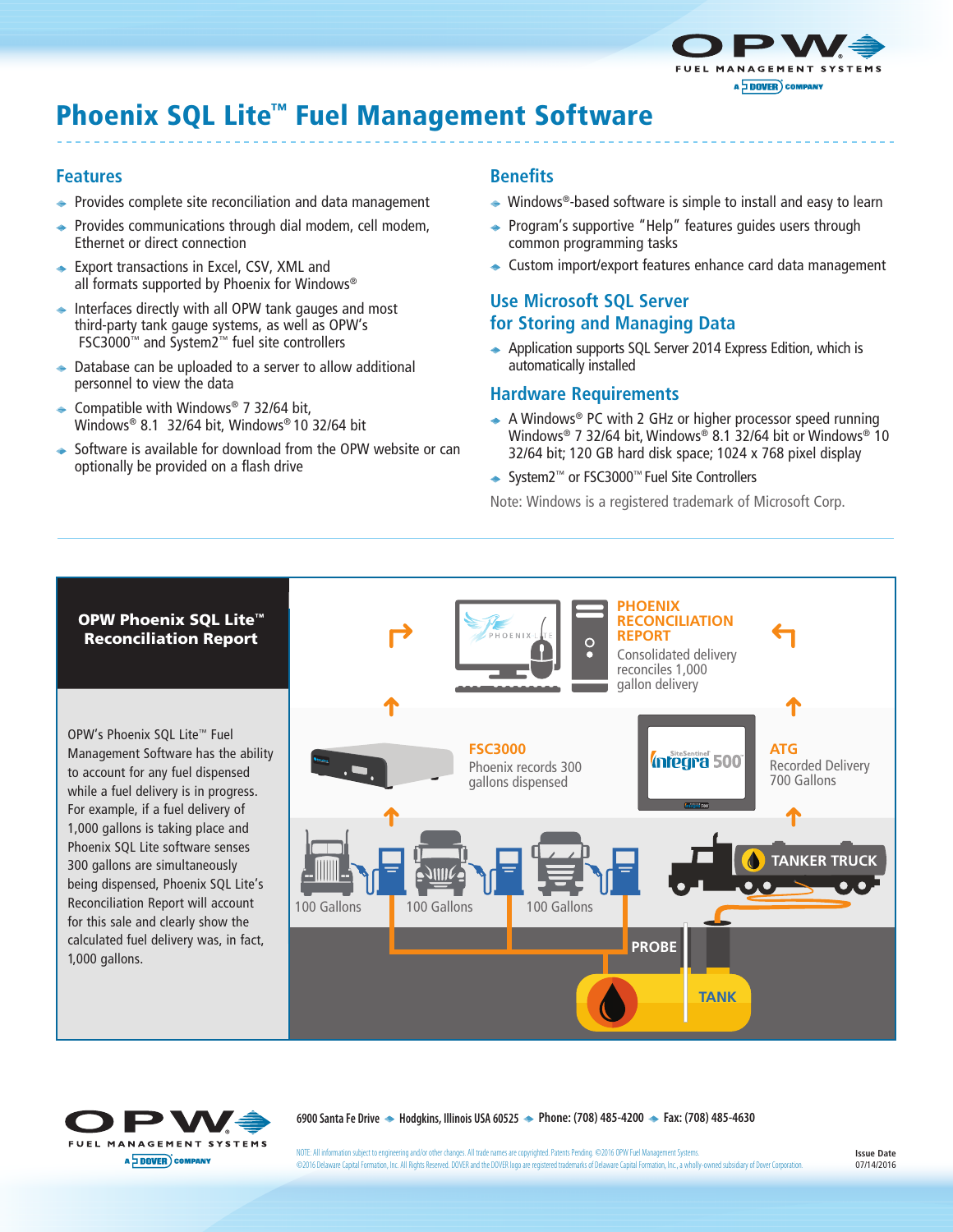# Phoenix SQL Lite™ Fuel Management Software

## Features

- Provides complete site reconciliation and data management
- Provides communications through dial modem, cell modem, Ethernet or direct connection
- Export transactions in Excel, CSV, XML and all formats supported by Phoenix for Windows®
- Interfaces directly with all OPW tank gauges and most third-party tank gauge systems, as well as OPW's FSC3000™ and System2™ fuel site controllers
- Database can be uploaded to a server to allow additional personnel to view the data
- Compatible with Windows® 7 32/64 bit, Windows® 8.1 32/64 bit, Windows® 10 32/64 bit
- Software is available for download from the OPW website or can optionally be provided on a flash drive

## Benefits

- Windows®-based software is simple to install and easy to learn
- Program's supportive "Help" features guides users through common programming tasks
- Custom import/export features enhance card data management

## Use Microsoft SQL Server for Storing and Managing Data

- Application supports SQL Server 2014 Express Edition, which is automatically installed

## Hardware Requirements

- A Windows® PC with 2 GHz or higher processor speed running Windows® 7 32/64 bit, Windows® 8.1 32/64 bit or Windows® 10 32/64 bit; 120 GB hard disk space; 1024 x 768 pixel display
- System2™ or FSC3000™ Fuel Site Controllers

Note: Windows is a registered trademark of Microsoft Corp.

## OPW Phoenix SQL Lite™ Reconciliation Report

OPW's Phoenix SQL Lite™ Fuel Management Software has the ability to account for any fuel dispensed while a fuel delivery is in progress. For example, if a fuel delivery of 1,000 gallons is taking place and Phoenix SQL Lite software senses 300 gallons are simultaneously being dispensed, Phoenix SQL Lite's Reconciliation Report will account for this sale and clearly show the calculated fuel delivery was, in fact, 1,000 gallons.

PHOENIX RECONCILIATION REPORT
Consolidated delivery reconciles 1,000 gallon delivery

FSC3000
Phoenix records 300 gallons dispensed

ATG
Recorded Delivery 700 Gallons

100 Gallons
100 Gallons
100 Gallons
TANKER TRUCK
PROBE
TANK

6900 Santa Fe Drive ◆ Hodgkins, Illinois USA 60525 ◆ Phone: (708) 485-4200 ◆ Fax: (708) 485-4630

NOTE: All information subject to engineering and/or other changes. All trade names are copyrighted. Patents Pending. ©2016 OPW Fuel Management Systems.
©2016 Delaware Capital Formation, Inc. All Rights Reserved. DOVER and the DOVER logo are registered trademarks of Delaware Capital Formation, Inc., a wholly-owned subsidiary of Dover Corporation.

Issue Date 07/14/2016